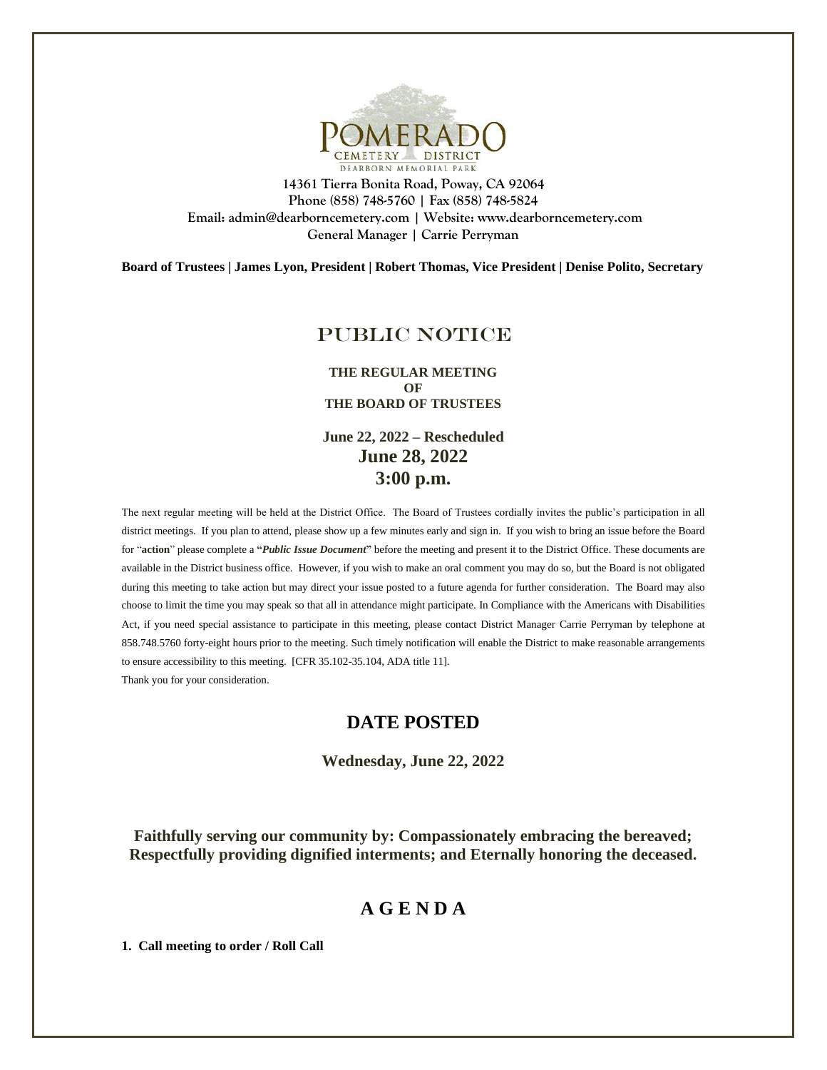POMERADO CEMETERY DISTRICT
DEARBORN MEMORIAL PARK

14361 Tierra Bonita Road, Poway, CA 92064
Phone (858) 748-5760 | Fax (858) 748-5824
Email: admin@dearborncemetery.com | Website: www.dearborncemetery.com
General Manager | Carrie Perryman

**Board of Trustees | James Lyon, President | Robert Thomas, Vice President | Denise Polito, Secretary**

# PUBLIC NOTICE

**THE REGULAR MEETING**
**OF**
**THE BOARD OF TRUSTEES**

**June 22, 2022 – Rescheduled**
**June 28, 2022**
**3:00 p.m.**

The next regular meeting will be held at the District Office. The Board of Trustees cordially invites the public's participation in all district meetings. If you plan to attend, please show up a few minutes early and sign in. If you wish to bring an issue before the Board for "**action**" please complete a **"*Public Issue Document*"** before the meeting and present it to the District Office. These documents are available in the District business office. However, if you wish to make an oral comment you may do so, but the Board is not obligated during this meeting to take action but may direct your issue posted to a future agenda for further consideration. The Board may also choose to limit the time you may speak so that all in attendance might participate. In Compliance with the Americans with Disabilities Act, if you need special assistance to participate in this meeting, please contact District Manager Carrie Perryman by telephone at 858.748.5760 forty-eight hours prior to the meeting. Such timely notification will enable the District to make reasonable arrangements to ensure accessibility to this meeting. [CFR 35.102-35.104, ADA title 11].
Thank you for your consideration.

## DATE POSTED

**Wednesday, June 22, 2022**

**Faithfully serving our community by: Compassionately embracing the bereaved; Respectfully providing dignified interments; and Eternally honoring the deceased.**

## A G E N D A

**1. Call meeting to order / Roll Call**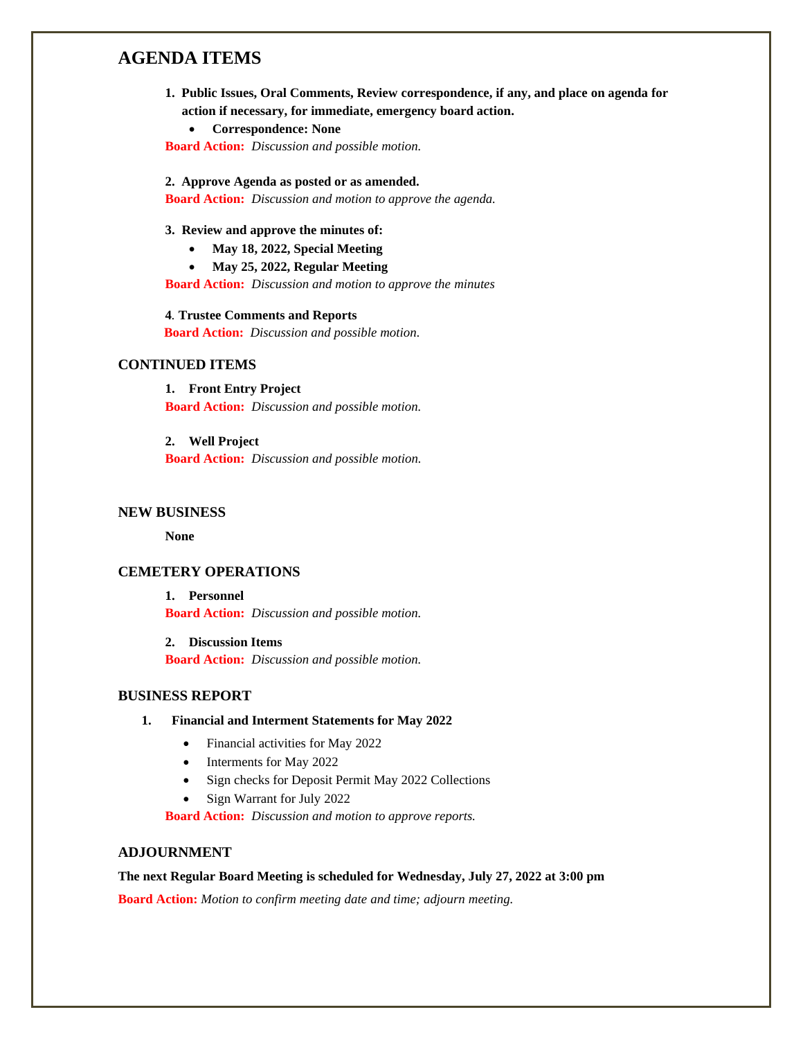## AGENDA ITEMS

1. **Public Issues, Oral Comments, Review correspondence, if any, and place on agenda for action if necessary, for immediate, emergency board action.**
   - **Correspondence: None**

   **Board Action:** *Discussion and possible motion.*

2. **Approve Agenda as posted or as amended.**

   **Board Action:** *Discussion and motion to approve the agenda.*

3. **Review and approve the minutes of:**
   - **May 18, 2022, Special Meeting**
   - **May 25, 2022, Regular Meeting**

   **Board Action:** *Discussion and motion to approve the minutes*

4. **Trustee Comments and Reports**

   **Board Action:** *Discussion and possible motion.*

### CONTINUED ITEMS

1. **Front Entry Project**

   **Board Action:** *Discussion and possible motion.*

2. **Well Project**

   **Board Action:** *Discussion and possible motion.*

### NEW BUSINESS

**None**

### CEMETERY OPERATIONS

1. **Personnel**

   **Board Action:** *Discussion and possible motion.*

2. **Discussion Items**

   **Board Action:** *Discussion and possible motion.*

### BUSINESS REPORT

1. **Financial and Interment Statements for May 2022**
   - Financial activities for May 2022
   - Interments for May 2022
   - Sign checks for Deposit Permit May 2022 Collections
   - Sign Warrant for July 2022

   **Board Action:** *Discussion and motion to approve reports.*

### ADJOURNMENT

**The next Regular Board Meeting is scheduled for Wednesday, July 27, 2022 at 3:00 pm**

**Board Action:** *Motion to confirm meeting date and time; adjourn meeting.*